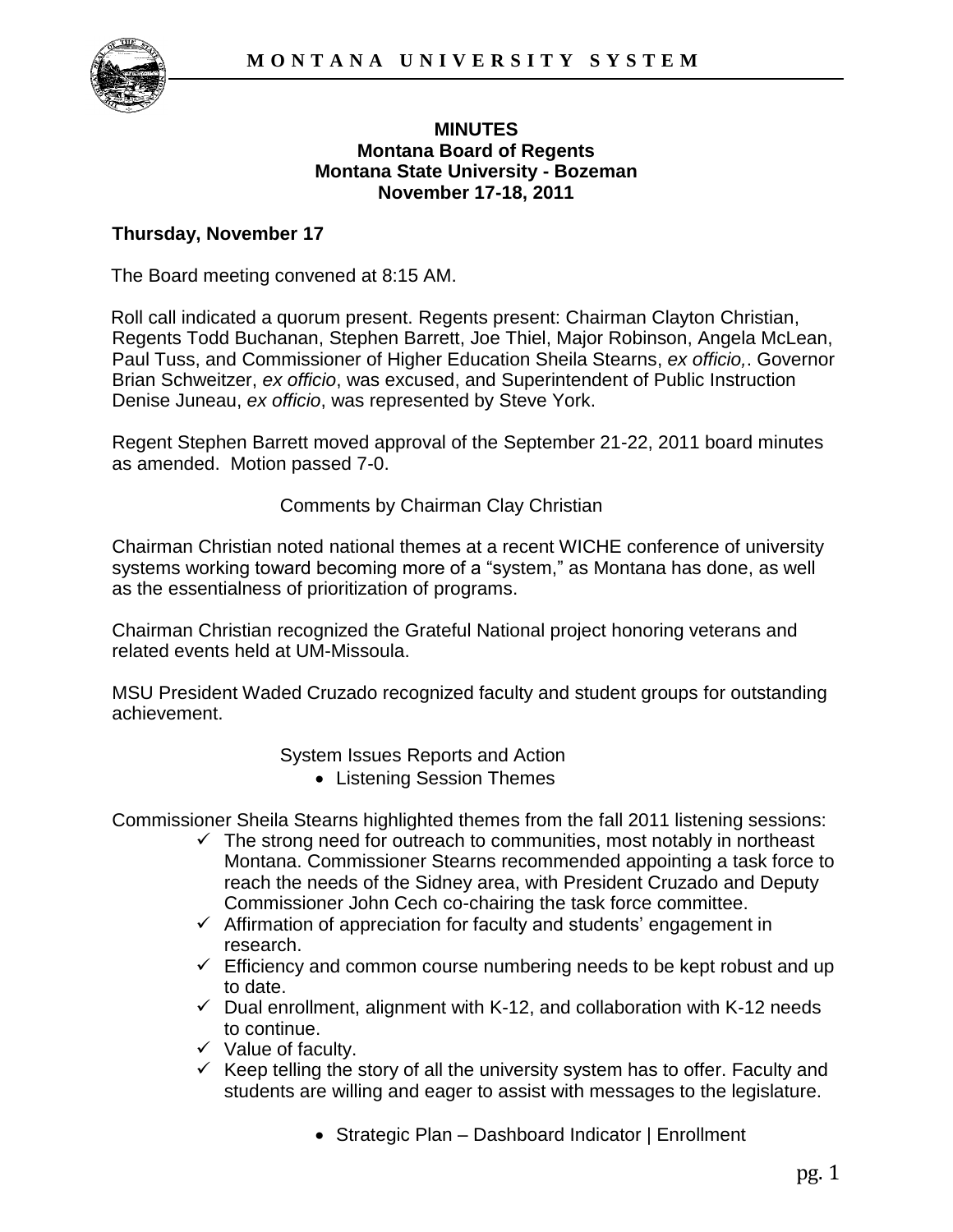# MINUTES
## Montana Board of Regents
## Montana State University - Bozeman
## November 17-18, 2011

**Thursday, November 17**

The Board meeting convened at 8:15 AM.

Roll call indicated a quorum present. Regents present: Chairman Clayton Christian, Regents Todd Buchanan, Stephen Barrett, Joe Thiel, Major Robinson, Angela McLean, Paul Tuss, and Commissioner of Higher Education Sheila Stearns, *ex officio,*. Governor Brian Schweitzer, *ex officio*, was excused, and Superintendent of Public Instruction Denise Juneau, *ex officio*, was represented by Steve York.

Regent Stephen Barrett moved approval of the September 21-22, 2011 board minutes as amended. Motion passed 7-0.

Comments by Chairman Clay Christian

Chairman Christian noted national themes at a recent WICHE conference of university systems working toward becoming more of a "system," as Montana has done, as well as the essentialness of prioritization of programs.

Chairman Christian recognized the Grateful National project honoring veterans and related events held at UM-Missoula.

MSU President Waded Cruzado recognized faculty and student groups for outstanding achievement.

System Issues Reports and Action

- Listening Session Themes

Commissioner Sheila Stearns highlighted themes from the fall 2011 listening sessions:

- ✓ The strong need for outreach to communities, most notably in northeast Montana. Commissioner Stearns recommended appointing a task force to reach the needs of the Sidney area, with President Cruzado and Deputy Commissioner John Cech co-chairing the task force committee.
- ✓ Affirmation of appreciation for faculty and students' engagement in research.
- ✓ Efficiency and common course numbering needs to be kept robust and up to date.
- ✓ Dual enrollment, alignment with K-12, and collaboration with K-12 needs to continue.
- ✓ Value of faculty.
- ✓ Keep telling the story of all the university system has to offer. Faculty and students are willing and eager to assist with messages to the legislature.

- Strategic Plan – Dashboard Indicator | Enrollment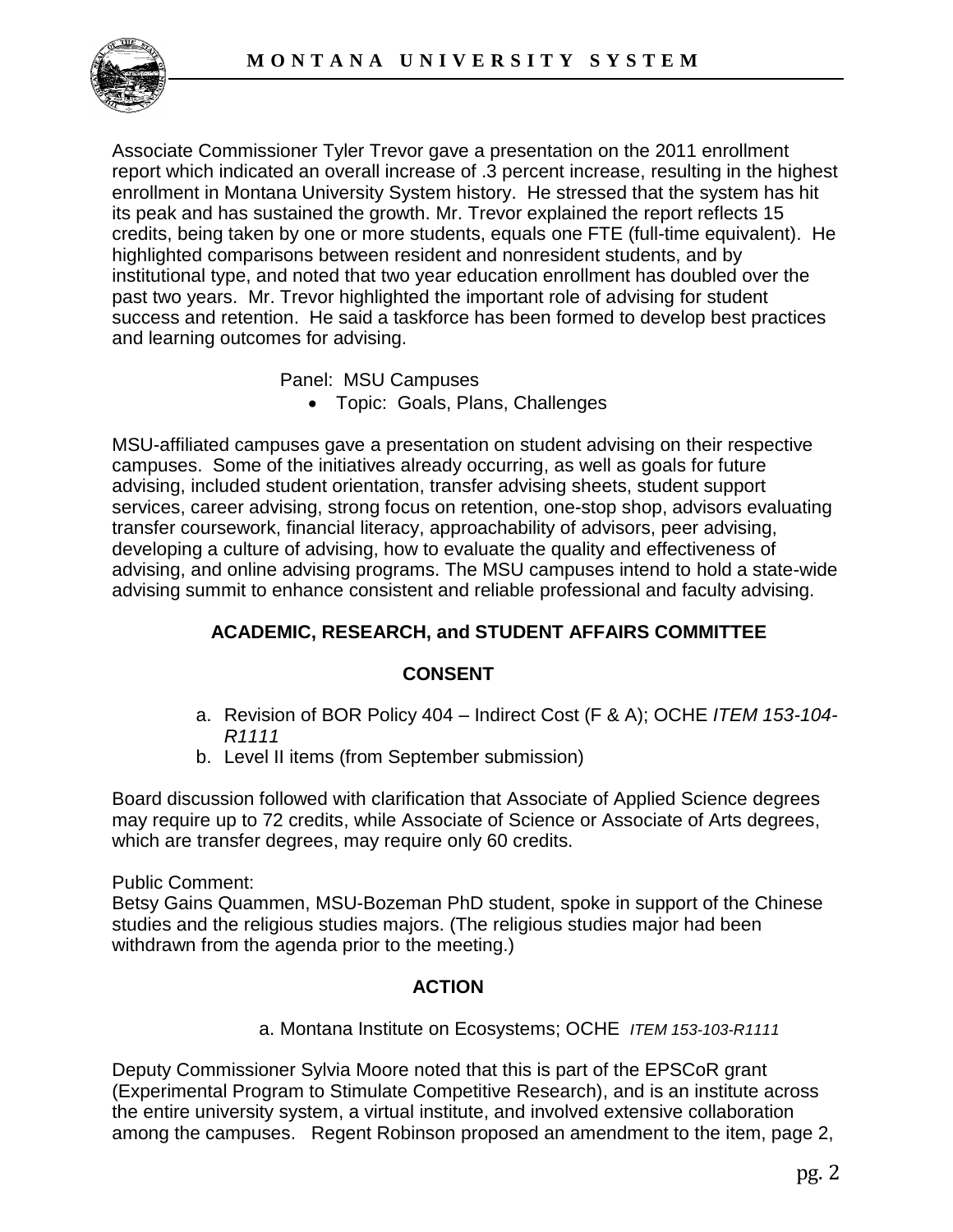Associate Commissioner Tyler Trevor gave a presentation on the 2011 enrollment report which indicated an overall increase of .3 percent increase, resulting in the highest enrollment in Montana University System history. He stressed that the system has hit its peak and has sustained the growth. Mr. Trevor explained the report reflects 15 credits, being taken by one or more students, equals one FTE (full-time equivalent). He highlighted comparisons between resident and nonresident students, and by institutional type, and noted that two year education enrollment has doubled over the past two years. Mr. Trevor highlighted the important role of advising for student success and retention. He said a taskforce has been formed to develop best practices and learning outcomes for advising.

Panel: MSU Campuses

- Topic: Goals, Plans, Challenges

MSU-affiliated campuses gave a presentation on student advising on their respective campuses. Some of the initiatives already occurring, as well as goals for future advising, included student orientation, transfer advising sheets, student support services, career advising, strong focus on retention, one-stop shop, advisors evaluating transfer coursework, financial literacy, approachability of advisors, peer advising, developing a culture of advising, how to evaluate the quality and effectiveness of advising, and online advising programs. The MSU campuses intend to hold a state-wide advising summit to enhance consistent and reliable professional and faculty advising.

## ACADEMIC, RESEARCH, and STUDENT AFFAIRS COMMITTEE

### CONSENT

a. Revision of BOR Policy 404 – Indirect Cost (F & A); OCHE *ITEM 153-104-R1111*
b. Level II items (from September submission)

Board discussion followed with clarification that Associate of Applied Science degrees may require up to 72 credits, while Associate of Science or Associate of Arts degrees, which are transfer degrees, may require only 60 credits.

Public Comment:
Betsy Gains Quammen, MSU-Bozeman PhD student, spoke in support of the Chinese studies and the religious studies majors. (The religious studies major had been withdrawn from the agenda prior to the meeting.)

### ACTION

a. Montana Institute on Ecosystems; OCHE *ITEM 153-103-R1111*

Deputy Commissioner Sylvia Moore noted that this is part of the EPSCoR grant (Experimental Program to Stimulate Competitive Research), and is an institute across the entire university system, a virtual institute, and involved extensive collaboration among the campuses. Regent Robinson proposed an amendment to the item, page 2,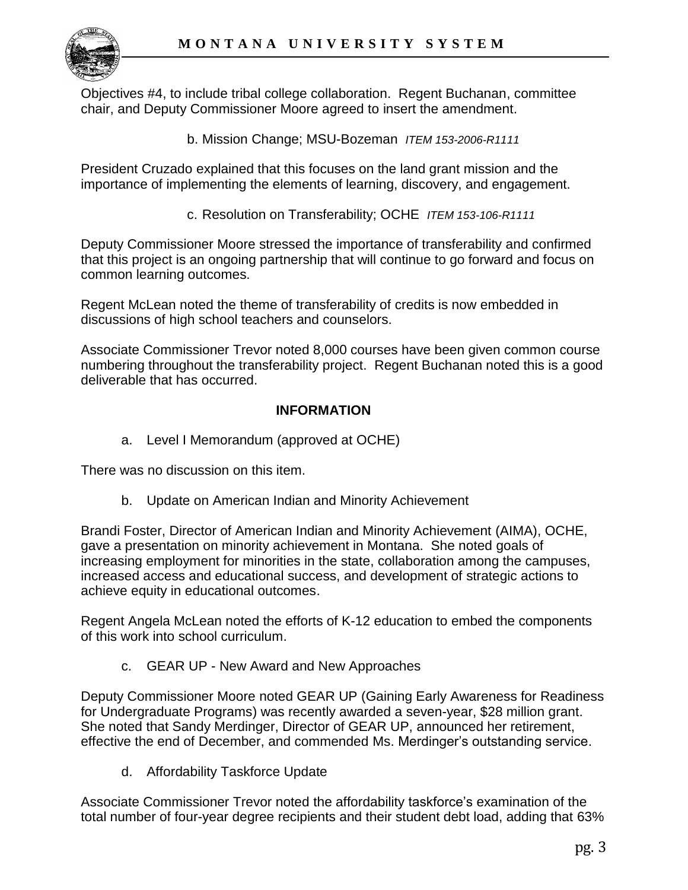Objectives #4, to include tribal college collaboration. Regent Buchanan, committee chair, and Deputy Commissioner Moore agreed to insert the amendment.

b. Mission Change; MSU-Bozeman *ITEM 153-2006-R1111*

President Cruzado explained that this focuses on the land grant mission and the importance of implementing the elements of learning, discovery, and engagement.

c. Resolution on Transferability; OCHE *ITEM 153-106-R1111*

Deputy Commissioner Moore stressed the importance of transferability and confirmed that this project is an ongoing partnership that will continue to go forward and focus on common learning outcomes.

Regent McLean noted the theme of transferability of credits is now embedded in discussions of high school teachers and counselors.

Associate Commissioner Trevor noted 8,000 courses have been given common course numbering throughout the transferability project. Regent Buchanan noted this is a good deliverable that has occurred.

**INFORMATION**

a. Level I Memorandum (approved at OCHE)

There was no discussion on this item.

b. Update on American Indian and Minority Achievement

Brandi Foster, Director of American Indian and Minority Achievement (AIMA), OCHE, gave a presentation on minority achievement in Montana. She noted goals of increasing employment for minorities in the state, collaboration among the campuses, increased access and educational success, and development of strategic actions to achieve equity in educational outcomes.

Regent Angela McLean noted the efforts of K-12 education to embed the components of this work into school curriculum.

c. GEAR UP - New Award and New Approaches

Deputy Commissioner Moore noted GEAR UP (Gaining Early Awareness for Readiness for Undergraduate Programs) was recently awarded a seven-year, $28 million grant. She noted that Sandy Merdinger, Director of GEAR UP, announced her retirement, effective the end of December, and commended Ms. Merdinger's outstanding service.

d. Affordability Taskforce Update

Associate Commissioner Trevor noted the affordability taskforce's examination of the total number of four-year degree recipients and their student debt load, adding that 63%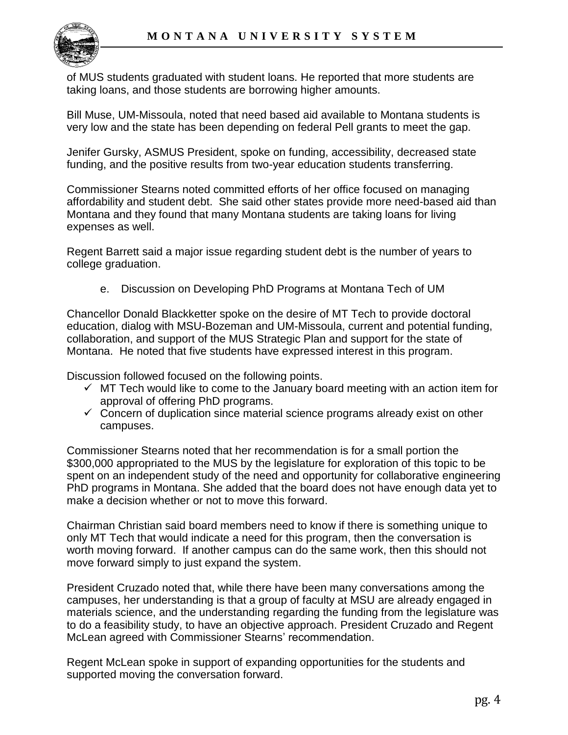of MUS students graduated with student loans. He reported that more students are taking loans, and those students are borrowing higher amounts.

Bill Muse, UM-Missoula, noted that need based aid available to Montana students is very low and the state has been depending on federal Pell grants to meet the gap.

Jenifer Gursky, ASMUS President, spoke on funding, accessibility, decreased state funding, and the positive results from two-year education students transferring.

Commissioner Stearns noted committed efforts of her office focused on managing affordability and student debt. She said other states provide more need-based aid than Montana and they found that many Montana students are taking loans for living expenses as well.

Regent Barrett said a major issue regarding student debt is the number of years to college graduation.

e. Discussion on Developing PhD Programs at Montana Tech of UM

Chancellor Donald Blackketter spoke on the desire of MT Tech to provide doctoral education, dialog with MSU-Bozeman and UM-Missoula, current and potential funding, collaboration, and support of the MUS Strategic Plan and support for the state of Montana. He noted that five students have expressed interest in this program.

Discussion followed focused on the following points.

- ✓ MT Tech would like to come to the January board meeting with an action item for approval of offering PhD programs.
- ✓ Concern of duplication since material science programs already exist on other campuses.

Commissioner Stearns noted that her recommendation is for a small portion the $300,000 appropriated to the MUS by the legislature for exploration of this topic to be spent on an independent study of the need and opportunity for collaborative engineering PhD programs in Montana. She added that the board does not have enough data yet to make a decision whether or not to move this forward.

Chairman Christian said board members need to know if there is something unique to only MT Tech that would indicate a need for this program, then the conversation is worth moving forward. If another campus can do the same work, then this should not move forward simply to just expand the system.

President Cruzado noted that, while there have been many conversations among the campuses, her understanding is that a group of faculty at MSU are already engaged in materials science, and the understanding regarding the funding from the legislature was to do a feasibility study, to have an objective approach. President Cruzado and Regent McLean agreed with Commissioner Stearns' recommendation.

Regent McLean spoke in support of expanding opportunities for the students and supported moving the conversation forward.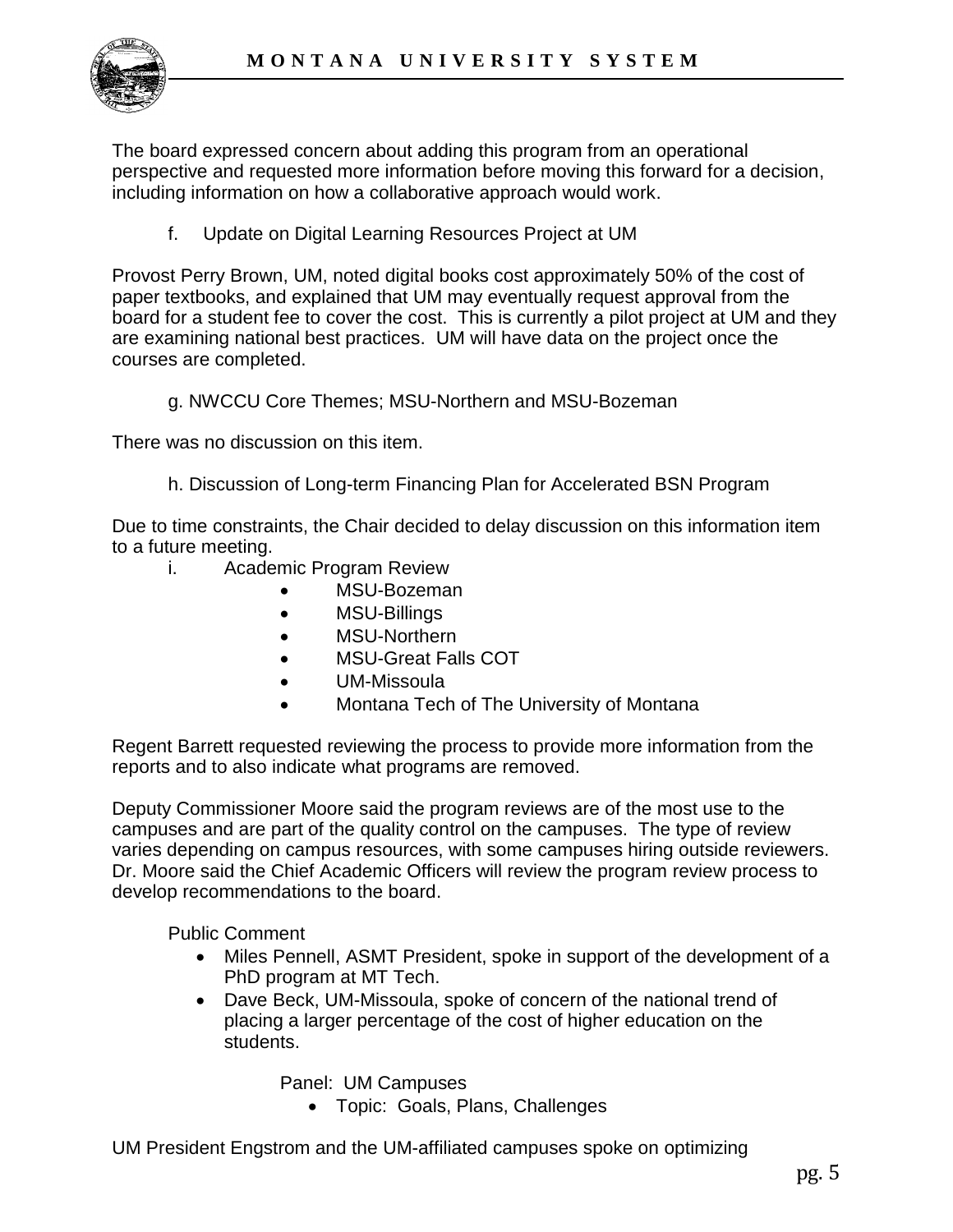The board expressed concern about adding this program from an operational perspective and requested more information before moving this forward for a decision, including information on how a collaborative approach would work.

f. Update on Digital Learning Resources Project at UM

Provost Perry Brown, UM, noted digital books cost approximately 50% of the cost of paper textbooks, and explained that UM may eventually request approval from the board for a student fee to cover the cost. This is currently a pilot project at UM and they are examining national best practices. UM will have data on the project once the courses are completed.

g. NWCCU Core Themes; MSU-Northern and MSU-Bozeman

There was no discussion on this item.

h. Discussion of Long-term Financing Plan for Accelerated BSN Program

Due to time constraints, the Chair decided to delay discussion on this information item to a future meeting.

i. Academic Program Review

- MSU-Bozeman
- MSU-Billings
- MSU-Northern
- MSU-Great Falls COT
- UM-Missoula
- Montana Tech of The University of Montana

Regent Barrett requested reviewing the process to provide more information from the reports and to also indicate what programs are removed.

Deputy Commissioner Moore said the program reviews are of the most use to the campuses and are part of the quality control on the campuses. The type of review varies depending on campus resources, with some campuses hiring outside reviewers. Dr. Moore said the Chief Academic Officers will review the program review process to develop recommendations to the board.

Public Comment

- Miles Pennell, ASMT President, spoke in support of the development of a PhD program at MT Tech.
- Dave Beck, UM-Missoula, spoke of concern of the national trend of placing a larger percentage of the cost of higher education on the students.

Panel: UM Campuses

- Topic: Goals, Plans, Challenges

UM President Engstrom and the UM-affiliated campuses spoke on optimizing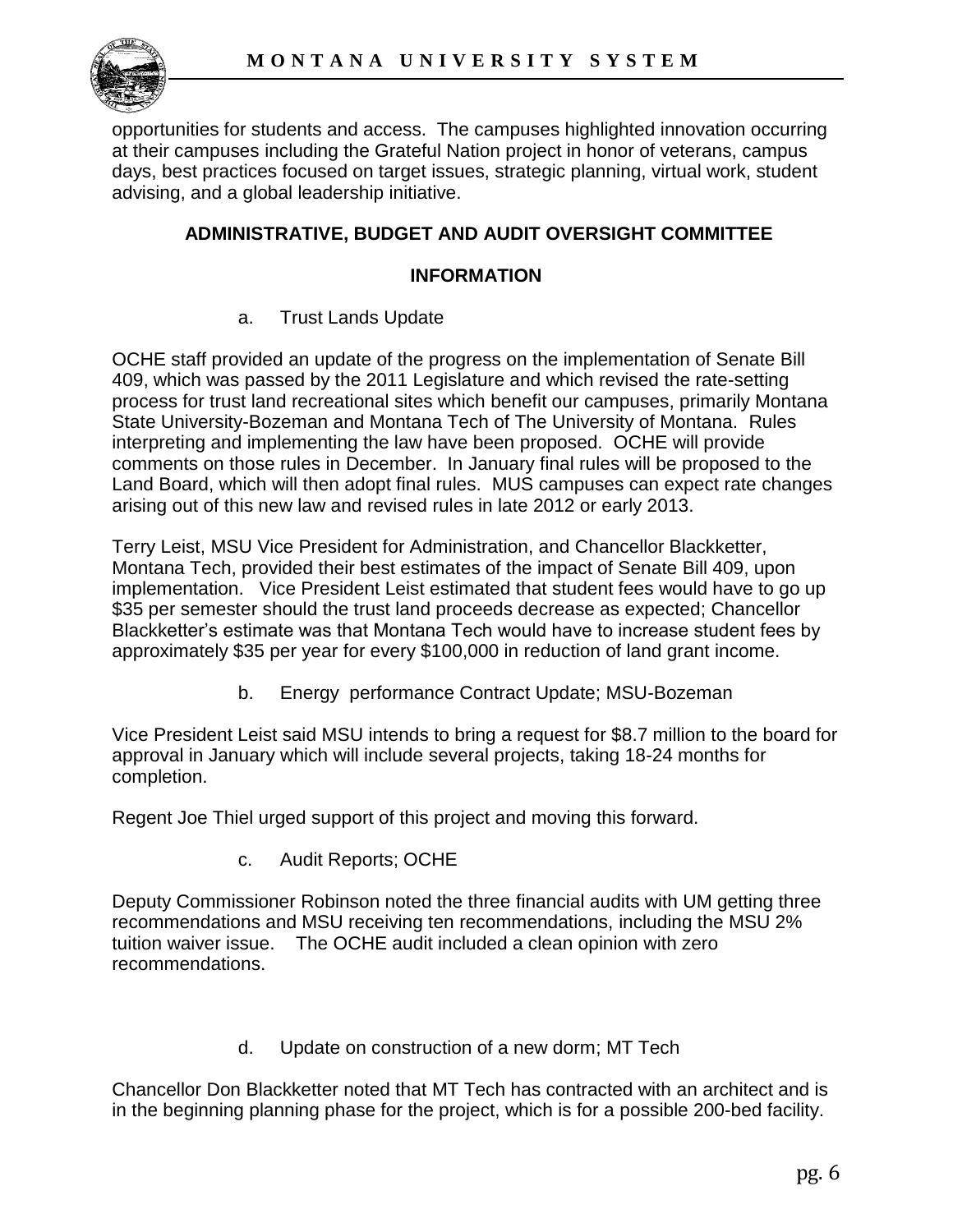opportunities for students and access. The campuses highlighted innovation occurring at their campuses including the Grateful Nation project in honor of veterans, campus days, best practices focused on target issues, strategic planning, virtual work, student advising, and a global leadership initiative.

## ADMINISTRATIVE, BUDGET AND AUDIT OVERSIGHT COMMITTEE

### INFORMATION

a. Trust Lands Update

OCHE staff provided an update of the progress on the implementation of Senate Bill 409, which was passed by the 2011 Legislature and which revised the rate-setting process for trust land recreational sites which benefit our campuses, primarily Montana State University-Bozeman and Montana Tech of The University of Montana. Rules interpreting and implementing the law have been proposed. OCHE will provide comments on those rules in December. In January final rules will be proposed to the Land Board, which will then adopt final rules. MUS campuses can expect rate changes arising out of this new law and revised rules in late 2012 or early 2013.

Terry Leist, MSU Vice President for Administration, and Chancellor Blackketter, Montana Tech, provided their best estimates of the impact of Senate Bill 409, upon implementation. Vice President Leist estimated that student fees would have to go up $35 per semester should the trust land proceeds decrease as expected; Chancellor Blackketter's estimate was that Montana Tech would have to increase student fees by approximately $35 per year for every $100,000 in reduction of land grant income.

b. Energy performance Contract Update; MSU-Bozeman

Vice President Leist said MSU intends to bring a request for $8.7 million to the board for approval in January which will include several projects, taking 18-24 months for completion.

Regent Joe Thiel urged support of this project and moving this forward.

c. Audit Reports; OCHE

Deputy Commissioner Robinson noted the three financial audits with UM getting three recommendations and MSU receiving ten recommendations, including the MSU 2% tuition waiver issue. The OCHE audit included a clean opinion with zero recommendations.

d. Update on construction of a new dorm; MT Tech

Chancellor Don Blackketter noted that MT Tech has contracted with an architect and is in the beginning planning phase for the project, which is for a possible 200-bed facility.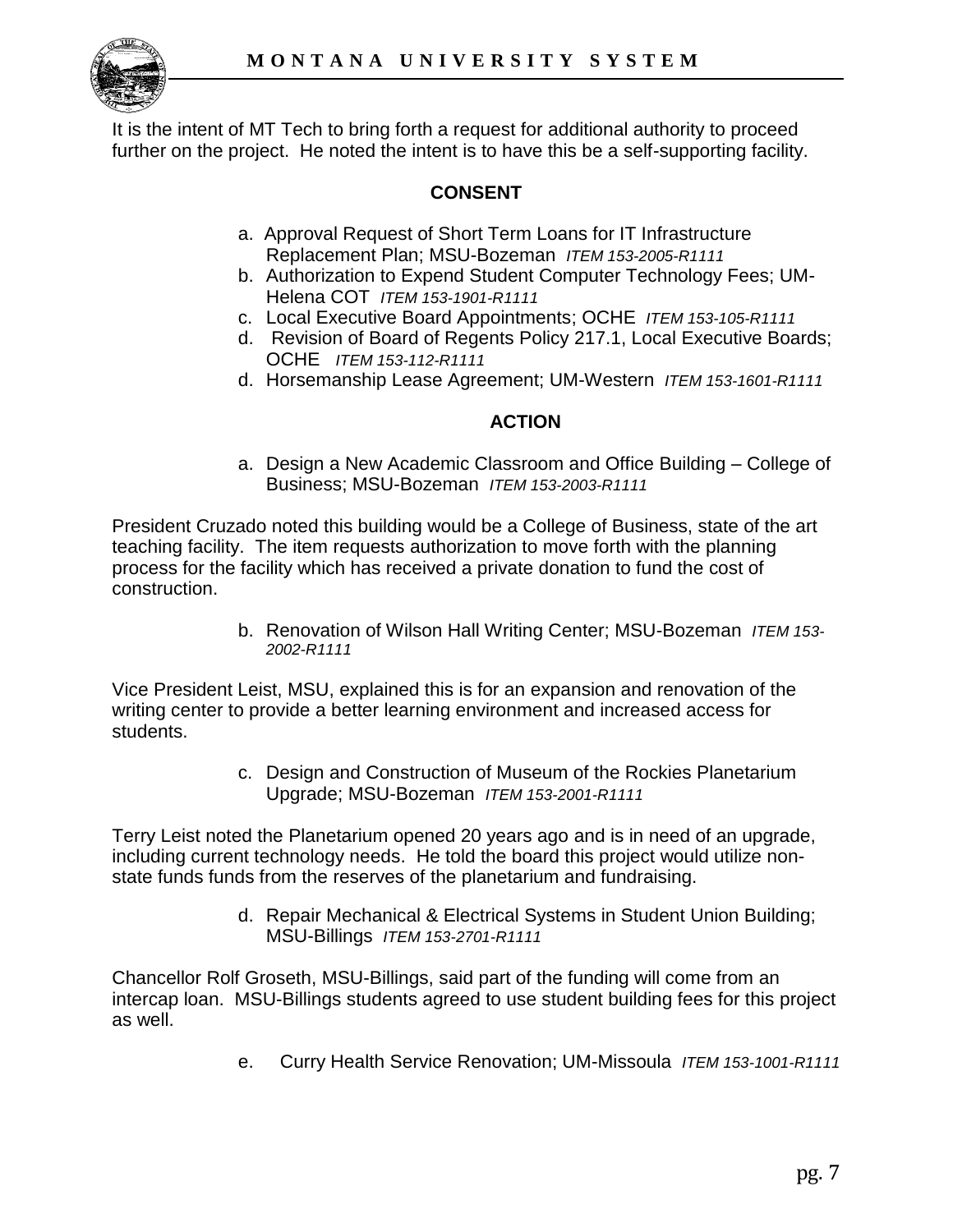It is the intent of MT Tech to bring forth a request for additional authority to proceed further on the project. He noted the intent is to have this be a self-supporting facility.

**CONSENT**

a. Approval Request of Short Term Loans for IT Infrastructure Replacement Plan; MSU-Bozeman *ITEM 153-2005-R1111*
b. Authorization to Expend Student Computer Technology Fees; UM-Helena COT *ITEM 153-1901-R1111*
c. Local Executive Board Appointments; OCHE *ITEM 153-105-R1111*
d. Revision of Board of Regents Policy 217.1, Local Executive Boards; OCHE *ITEM 153-112-R1111*
d. Horsemanship Lease Agreement; UM-Western *ITEM 153-1601-R1111*

**ACTION**

a. Design a New Academic Classroom and Office Building – College of Business; MSU-Bozeman *ITEM 153-2003-R1111*

President Cruzado noted this building would be a College of Business, state of the art teaching facility. The item requests authorization to move forth with the planning process for the facility which has received a private donation to fund the cost of construction.

b. Renovation of Wilson Hall Writing Center; MSU-Bozeman *ITEM 153-2002-R1111*

Vice President Leist, MSU, explained this is for an expansion and renovation of the writing center to provide a better learning environment and increased access for students.

c. Design and Construction of Museum of the Rockies Planetarium Upgrade; MSU-Bozeman *ITEM 153-2001-R1111*

Terry Leist noted the Planetarium opened 20 years ago and is in need of an upgrade, including current technology needs. He told the board this project would utilize non-state funds funds from the reserves of the planetarium and fundraising.

d. Repair Mechanical & Electrical Systems in Student Union Building; MSU-Billings *ITEM 153-2701-R1111*

Chancellor Rolf Groseth, MSU-Billings, said part of the funding will come from an intercap loan. MSU-Billings students agreed to use student building fees for this project as well.

e. Curry Health Service Renovation; UM-Missoula *ITEM 153-1001-R1111*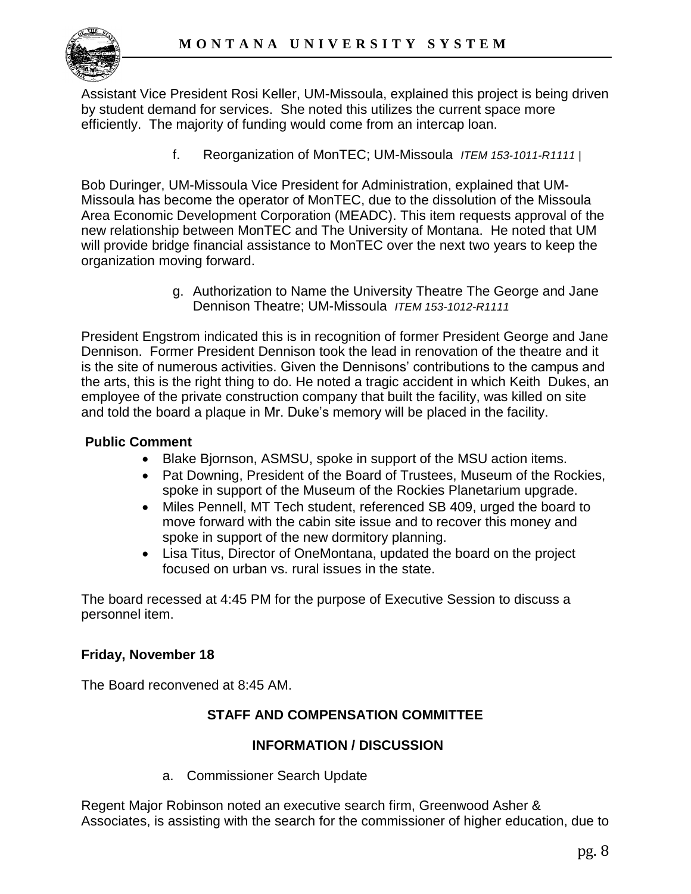Assistant Vice President Rosi Keller, UM-Missoula, explained this project is being driven by student demand for services. She noted this utilizes the current space more efficiently. The majority of funding would come from an intercap loan.

f. Reorganization of MonTEC; UM-Missoula *ITEM 153-1011-R1111* |

Bob Duringer, UM-Missoula Vice President for Administration, explained that UM-Missoula has become the operator of MonTEC, due to the dissolution of the Missoula Area Economic Development Corporation (MEADC). This item requests approval of the new relationship between MonTEC and The University of Montana. He noted that UM will provide bridge financial assistance to MonTEC over the next two years to keep the organization moving forward.

g. Authorization to Name the University Theatre The George and Jane Dennison Theatre; UM-Missoula *ITEM 153-1012-R1111*

President Engstrom indicated this is in recognition of former President George and Jane Dennison. Former President Dennison took the lead in renovation of the theatre and it is the site of numerous activities. Given the Dennisons' contributions to the campus and the arts, this is the right thing to do. He noted a tragic accident in which Keith Dukes, an employee of the private construction company that built the facility, was killed on site and told the board a plaque in Mr. Duke's memory will be placed in the facility.

**Public Comment**

- Blake Bjornson, ASMSU, spoke in support of the MSU action items.
- Pat Downing, President of the Board of Trustees, Museum of the Rockies, spoke in support of the Museum of the Rockies Planetarium upgrade.
- Miles Pennell, MT Tech student, referenced SB 409, urged the board to move forward with the cabin site issue and to recover this money and spoke in support of the new dormitory planning.
- Lisa Titus, Director of OneMontana, updated the board on the project focused on urban vs. rural issues in the state.

The board recessed at 4:45 PM for the purpose of Executive Session to discuss a personnel item.

**Friday, November 18**

The Board reconvened at 8:45 AM.

**STAFF AND COMPENSATION COMMITTEE**

**INFORMATION / DISCUSSION**

a. Commissioner Search Update

Regent Major Robinson noted an executive search firm, Greenwood Asher & Associates, is assisting with the search for the commissioner of higher education, due to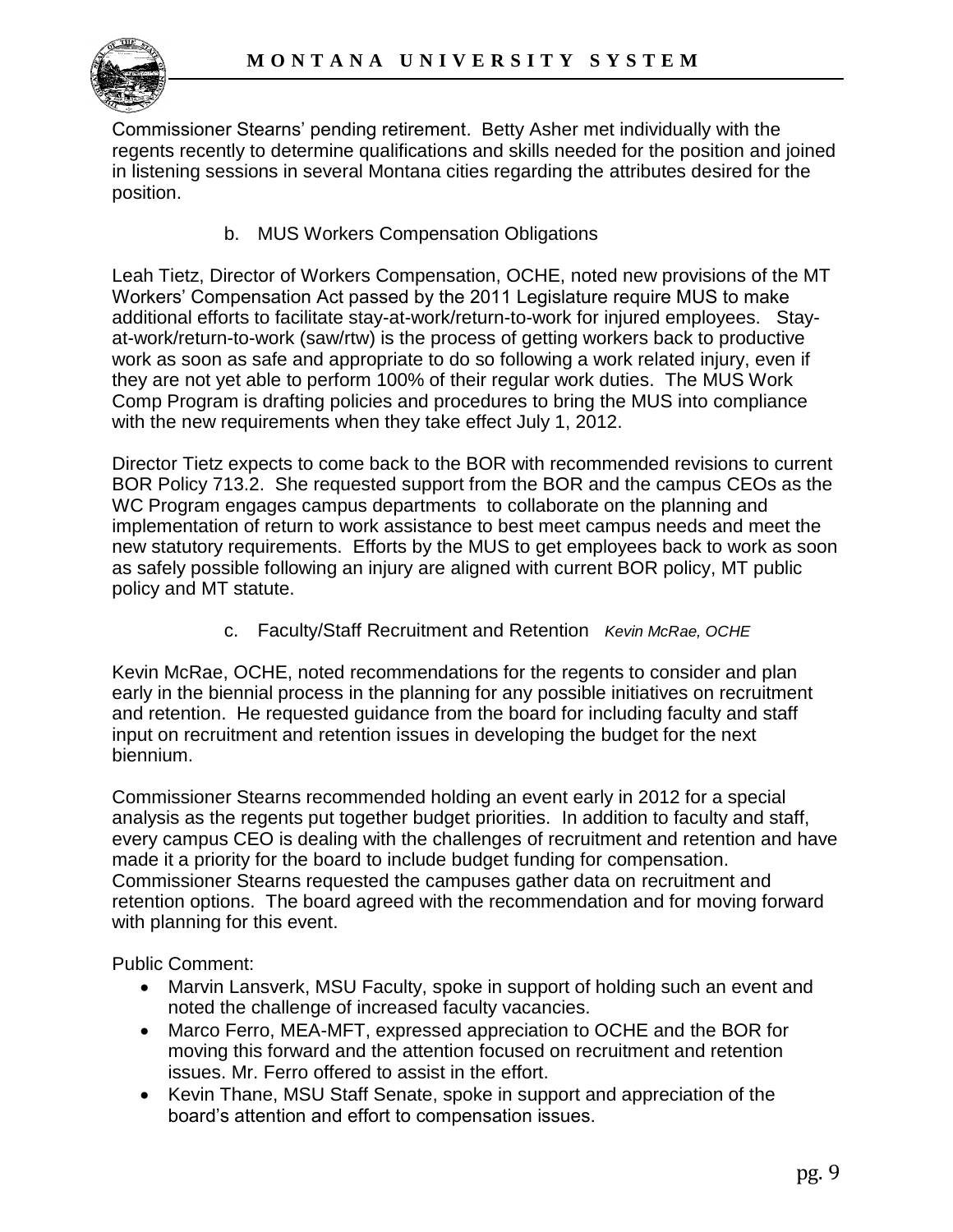Commissioner Stearns' pending retirement. Betty Asher met individually with the regents recently to determine qualifications and skills needed for the position and joined in listening sessions in several Montana cities regarding the attributes desired for the position.

b. MUS Workers Compensation Obligations

Leah Tietz, Director of Workers Compensation, OCHE, noted new provisions of the MT Workers' Compensation Act passed by the 2011 Legislature require MUS to make additional efforts to facilitate stay-at-work/return-to-work for injured employees. Stay-at-work/return-to-work (saw/rtw) is the process of getting workers back to productive work as soon as safe and appropriate to do so following a work related injury, even if they are not yet able to perform 100% of their regular work duties. The MUS Work Comp Program is drafting policies and procedures to bring the MUS into compliance with the new requirements when they take effect July 1, 2012.

Director Tietz expects to come back to the BOR with recommended revisions to current BOR Policy 713.2. She requested support from the BOR and the campus CEOs as the WC Program engages campus departments to collaborate on the planning and implementation of return to work assistance to best meet campus needs and meet the new statutory requirements. Efforts by the MUS to get employees back to work as soon as safely possible following an injury are aligned with current BOR policy, MT public policy and MT statute.

c. Faculty/Staff Recruitment and Retention *Kevin McRae, OCHE*

Kevin McRae, OCHE, noted recommendations for the regents to consider and plan early in the biennial process in the planning for any possible initiatives on recruitment and retention. He requested guidance from the board for including faculty and staff input on recruitment and retention issues in developing the budget for the next biennium.

Commissioner Stearns recommended holding an event early in 2012 for a special analysis as the regents put together budget priorities. In addition to faculty and staff, every campus CEO is dealing with the challenges of recruitment and retention and have made it a priority for the board to include budget funding for compensation. Commissioner Stearns requested the campuses gather data on recruitment and retention options. The board agreed with the recommendation and for moving forward with planning for this event.

Public Comment:

- Marvin Lansverk, MSU Faculty, spoke in support of holding such an event and noted the challenge of increased faculty vacancies.
- Marco Ferro, MEA-MFT, expressed appreciation to OCHE and the BOR for moving this forward and the attention focused on recruitment and retention issues. Mr. Ferro offered to assist in the effort.
- Kevin Thane, MSU Staff Senate, spoke in support and appreciation of the board's attention and effort to compensation issues.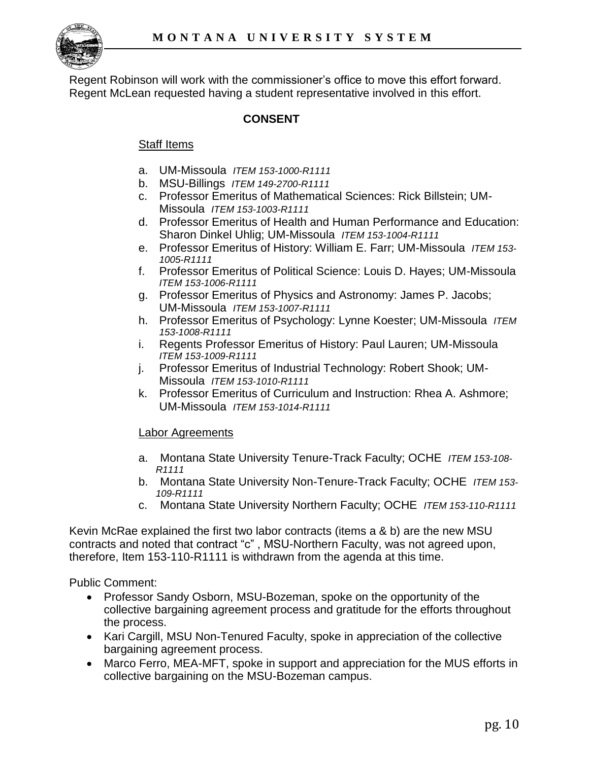Regent Robinson will work with the commissioner's office to move this effort forward. Regent McLean requested having a student representative involved in this effort.

## CONSENT

Staff Items

a. UM-Missoula *ITEM 153-1000-R1111*
b. MSU-Billings *ITEM 149-2700-R1111*
c. Professor Emeritus of Mathematical Sciences: Rick Billstein; UM-Missoula *ITEM 153-1003-R1111*
d. Professor Emeritus of Health and Human Performance and Education: Sharon Dinkel Uhlig; UM-Missoula *ITEM 153-1004-R1111*
e. Professor Emeritus of History: William E. Farr; UM-Missoula *ITEM 153-1005-R1111*
f. Professor Emeritus of Political Science: Louis D. Hayes; UM-Missoula *ITEM 153-1006-R1111*
g. Professor Emeritus of Physics and Astronomy: James P. Jacobs; UM-Missoula *ITEM 153-1007-R1111*
h. Professor Emeritus of Psychology: Lynne Koester; UM-Missoula *ITEM 153-1008-R1111*
i. Regents Professor Emeritus of History: Paul Lauren; UM-Missoula *ITEM 153-1009-R1111*
j. Professor Emeritus of Industrial Technology: Robert Shook; UM-Missoula *ITEM 153-1010-R1111*
k. Professor Emeritus of Curriculum and Instruction: Rhea A. Ashmore; UM-Missoula *ITEM 153-1014-R1111*

Labor Agreements

a. Montana State University Tenure-Track Faculty; OCHE *ITEM 153-108-R1111*
b. Montana State University Non-Tenure-Track Faculty; OCHE *ITEM 153-109-R1111*
c. Montana State University Northern Faculty; OCHE *ITEM 153-110-R1111*

Kevin McRae explained the first two labor contracts (items a & b) are the new MSU contracts and noted that contract "c" , MSU-Northern Faculty, was not agreed upon, therefore, Item 153-110-R1111 is withdrawn from the agenda at this time.

Public Comment:

- Professor Sandy Osborn, MSU-Bozeman, spoke on the opportunity of the collective bargaining agreement process and gratitude for the efforts throughout the process.
- Kari Cargill, MSU Non-Tenured Faculty, spoke in appreciation of the collective bargaining agreement process.
- Marco Ferro, MEA-MFT, spoke in support and appreciation for the MUS efforts in collective bargaining on the MSU-Bozeman campus.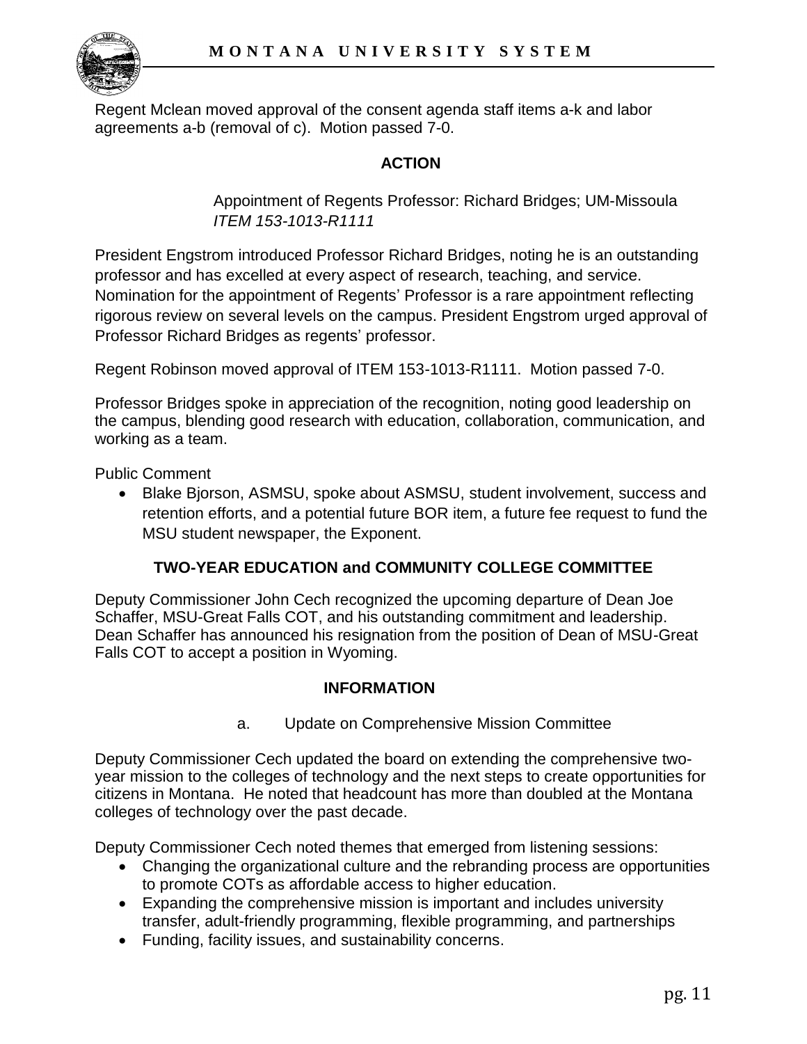Regent Mclean moved approval of the consent agenda staff items a-k and labor agreements a-b (removal of c). Motion passed 7-0.

**ACTION**

Appointment of Regents Professor: Richard Bridges; UM-Missoula
*ITEM 153-1013-R1111*

President Engstrom introduced Professor Richard Bridges, noting he is an outstanding professor and has excelled at every aspect of research, teaching, and service. Nomination for the appointment of Regents' Professor is a rare appointment reflecting rigorous review on several levels on the campus. President Engstrom urged approval of Professor Richard Bridges as regents' professor.

Regent Robinson moved approval of ITEM 153-1013-R1111. Motion passed 7-0.

Professor Bridges spoke in appreciation of the recognition, noting good leadership on the campus, blending good research with education, collaboration, communication, and working as a team.

Public Comment

- Blake Bjorson, ASMSU, spoke about ASMSU, student involvement, success and retention efforts, and a potential future BOR item, a future fee request to fund the MSU student newspaper, the Exponent.

**TWO-YEAR EDUCATION and COMMUNITY COLLEGE COMMITTEE**

Deputy Commissioner John Cech recognized the upcoming departure of Dean Joe Schaffer, MSU-Great Falls COT, and his outstanding commitment and leadership. Dean Schaffer has announced his resignation from the position of Dean of MSU-Great Falls COT to accept a position in Wyoming.

**INFORMATION**

a. Update on Comprehensive Mission Committee

Deputy Commissioner Cech updated the board on extending the comprehensive two-year mission to the colleges of technology and the next steps to create opportunities for citizens in Montana. He noted that headcount has more than doubled at the Montana colleges of technology over the past decade.

Deputy Commissioner Cech noted themes that emerged from listening sessions:

- Changing the organizational culture and the rebranding process are opportunities to promote COTs as affordable access to higher education.
- Expanding the comprehensive mission is important and includes university transfer, adult-friendly programming, flexible programming, and partnerships
- Funding, facility issues, and sustainability concerns.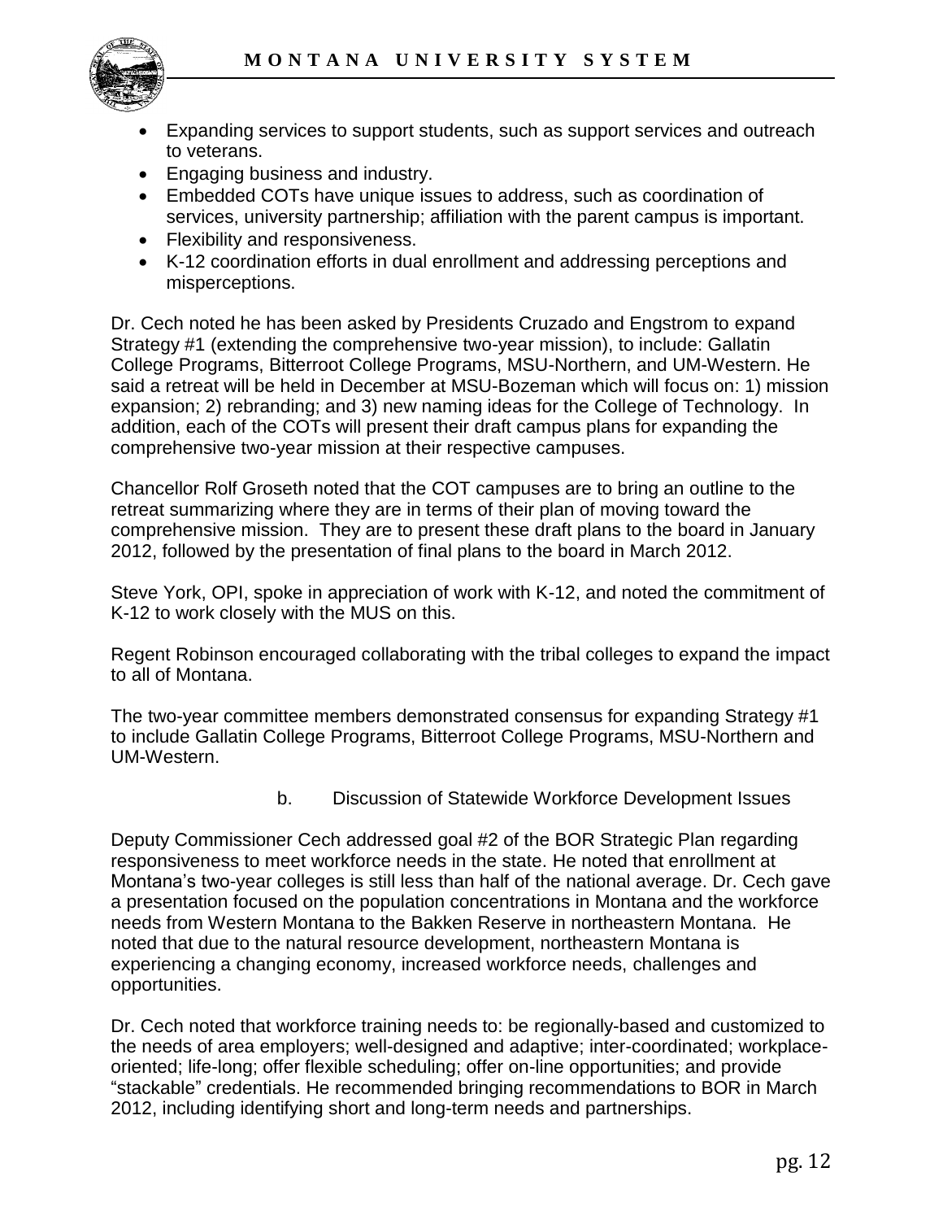- Expanding services to support students, such as support services and outreach to veterans.
- Engaging business and industry.
- Embedded COTs have unique issues to address, such as coordination of services, university partnership; affiliation with the parent campus is important.
- Flexibility and responsiveness.
- K-12 coordination efforts in dual enrollment and addressing perceptions and misperceptions.

Dr. Cech noted he has been asked by Presidents Cruzado and Engstrom to expand Strategy #1 (extending the comprehensive two-year mission), to include: Gallatin College Programs, Bitterroot College Programs, MSU-Northern, and UM-Western. He said a retreat will be held in December at MSU-Bozeman which will focus on: 1) mission expansion; 2) rebranding; and 3) new naming ideas for the College of Technology. In addition, each of the COTs will present their draft campus plans for expanding the comprehensive two-year mission at their respective campuses.

Chancellor Rolf Groseth noted that the COT campuses are to bring an outline to the retreat summarizing where they are in terms of their plan of moving toward the comprehensive mission. They are to present these draft plans to the board in January 2012, followed by the presentation of final plans to the board in March 2012.

Steve York, OPI, spoke in appreciation of work with K-12, and noted the commitment of K-12 to work closely with the MUS on this.

Regent Robinson encouraged collaborating with the tribal colleges to expand the impact to all of Montana.

The two-year committee members demonstrated consensus for expanding Strategy #1 to include Gallatin College Programs, Bitterroot College Programs, MSU-Northern and UM-Western.

b. Discussion of Statewide Workforce Development Issues

Deputy Commissioner Cech addressed goal #2 of the BOR Strategic Plan regarding responsiveness to meet workforce needs in the state. He noted that enrollment at Montana's two-year colleges is still less than half of the national average. Dr. Cech gave a presentation focused on the population concentrations in Montana and the workforce needs from Western Montana to the Bakken Reserve in northeastern Montana. He noted that due to the natural resource development, northeastern Montana is experiencing a changing economy, increased workforce needs, challenges and opportunities.

Dr. Cech noted that workforce training needs to: be regionally-based and customized to the needs of area employers; well-designed and adaptive; inter-coordinated; workplace-oriented; life-long; offer flexible scheduling; offer on-line opportunities; and provide "stackable" credentials. He recommended bringing recommendations to BOR in March 2012, including identifying short and long-term needs and partnerships.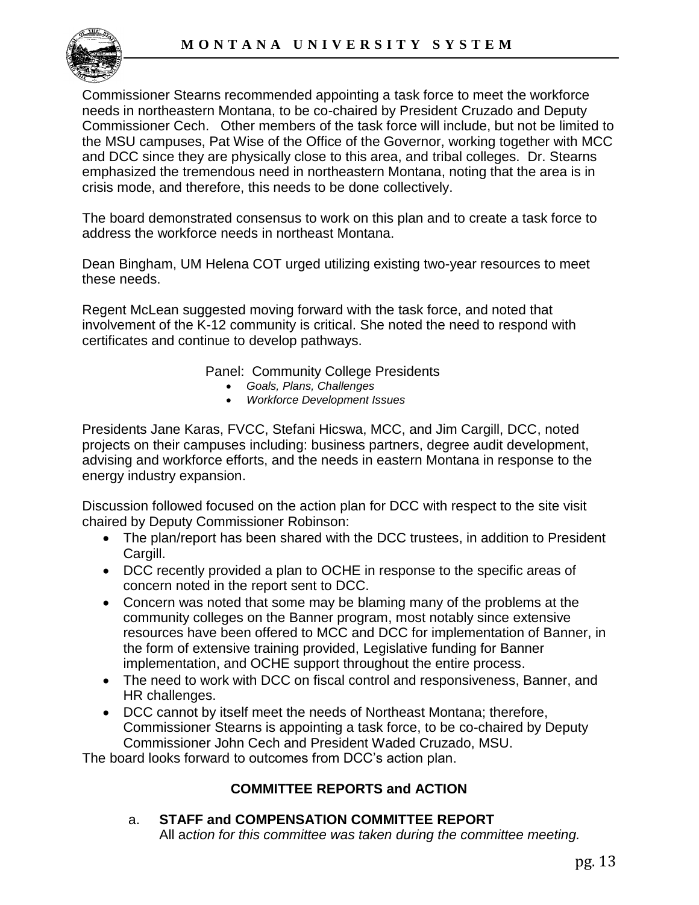Commissioner Stearns recommended appointing a task force to meet the workforce needs in northeastern Montana, to be co-chaired by President Cruzado and Deputy Commissioner Cech. Other members of the task force will include, but not be limited to the MSU campuses, Pat Wise of the Office of the Governor, working together with MCC and DCC since they are physically close to this area, and tribal colleges. Dr. Stearns emphasized the tremendous need in northeastern Montana, noting that the area is in crisis mode, and therefore, this needs to be done collectively.

The board demonstrated consensus to work on this plan and to create a task force to address the workforce needs in northeast Montana.

Dean Bingham, UM Helena COT urged utilizing existing two-year resources to meet these needs.

Regent McLean suggested moving forward with the task force, and noted that involvement of the K-12 community is critical. She noted the need to respond with certificates and continue to develop pathways.

Panel: Community College Presidents

- *Goals, Plans, Challenges*
- *Workforce Development Issues*

Presidents Jane Karas, FVCC, Stefani Hicswa, MCC, and Jim Cargill, DCC, noted projects on their campuses including: business partners, degree audit development, advising and workforce efforts, and the needs in eastern Montana in response to the energy industry expansion.

Discussion followed focused on the action plan for DCC with respect to the site visit chaired by Deputy Commissioner Robinson:

- The plan/report has been shared with the DCC trustees, in addition to President Cargill.
- DCC recently provided a plan to OCHE in response to the specific areas of concern noted in the report sent to DCC.
- Concern was noted that some may be blaming many of the problems at the community colleges on the Banner program, most notably since extensive resources have been offered to MCC and DCC for implementation of Banner, in the form of extensive training provided, Legislative funding for Banner implementation, and OCHE support throughout the entire process.
- The need to work with DCC on fiscal control and responsiveness, Banner, and HR challenges.
- DCC cannot by itself meet the needs of Northeast Montana; therefore, Commissioner Stearns is appointing a task force, to be co-chaired by Deputy Commissioner John Cech and President Waded Cruzado, MSU.

The board looks forward to outcomes from DCC's action plan.

## COMMITTEE REPORTS and ACTION

a. **STAFF and COMPENSATION COMMITTEE REPORT**
All a*ction for this committee was taken during the committee meeting.*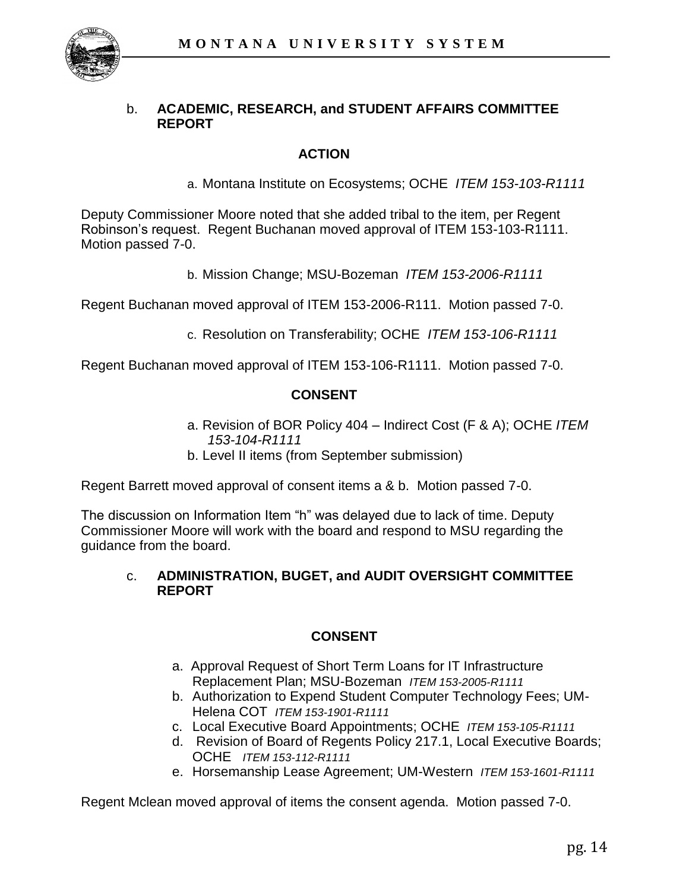b. **ACADEMIC, RESEARCH, and STUDENT AFFAIRS COMMITTEE REPORT**

**ACTION**

a. Montana Institute on Ecosystems; OCHE *ITEM 153-103-R1111*

Deputy Commissioner Moore noted that she added tribal to the item, per Regent Robinson's request. Regent Buchanan moved approval of ITEM 153-103-R1111. Motion passed 7-0.

b. Mission Change; MSU-Bozeman *ITEM 153-2006-R1111*

Regent Buchanan moved approval of ITEM 153-2006-R111. Motion passed 7-0.

c. Resolution on Transferability; OCHE *ITEM 153-106-R1111*

Regent Buchanan moved approval of ITEM 153-106-R1111. Motion passed 7-0.

**CONSENT**

a. Revision of BOR Policy 404 – Indirect Cost (F & A); OCHE *ITEM 153-104-R1111*
b. Level II items (from September submission)

Regent Barrett moved approval of consent items a & b. Motion passed 7-0.

The discussion on Information Item "h" was delayed due to lack of time. Deputy Commissioner Moore will work with the board and respond to MSU regarding the guidance from the board.

c. **ADMINISTRATION, BUGET, and AUDIT OVERSIGHT COMMITTEE REPORT**

**CONSENT**

a. Approval Request of Short Term Loans for IT Infrastructure Replacement Plan; MSU-Bozeman *ITEM 153-2005-R1111*
b. Authorization to Expend Student Computer Technology Fees; UM-Helena COT *ITEM 153-1901-R1111*
c. Local Executive Board Appointments; OCHE *ITEM 153-105-R1111*
d. Revision of Board of Regents Policy 217.1, Local Executive Boards; OCHE *ITEM 153-112-R1111*
e. Horsemanship Lease Agreement; UM-Western *ITEM 153-1601-R1111*

Regent Mclean moved approval of items the consent agenda. Motion passed 7-0.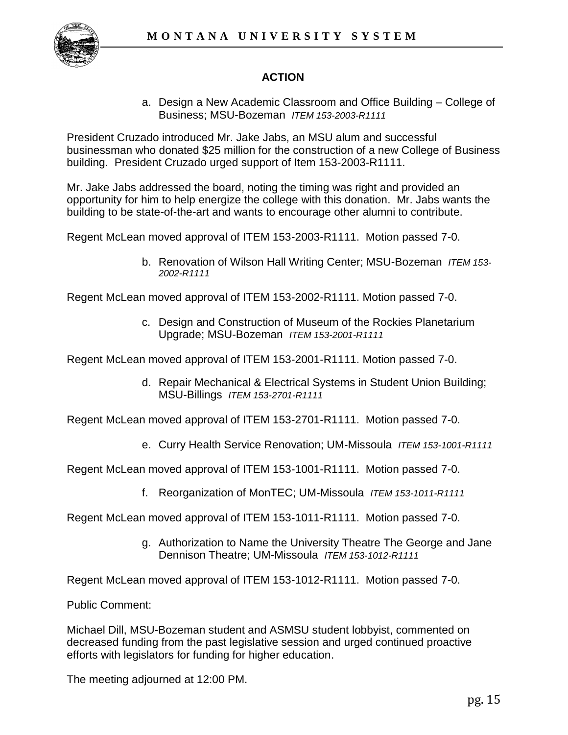## ACTION

a. Design a New Academic Classroom and Office Building – College of Business; MSU-Bozeman *ITEM 153-2003-R1111*

President Cruzado introduced Mr. Jake Jabs, an MSU alum and successful businessman who donated $25 million for the construction of a new College of Business building. President Cruzado urged support of Item 153-2003-R1111.

Mr. Jake Jabs addressed the board, noting the timing was right and provided an opportunity for him to help energize the college with this donation. Mr. Jabs wants the building to be state-of-the-art and wants to encourage other alumni to contribute.

Regent McLean moved approval of ITEM 153-2003-R1111. Motion passed 7-0.

b. Renovation of Wilson Hall Writing Center; MSU-Bozeman *ITEM 153-2002-R1111*

Regent McLean moved approval of ITEM 153-2002-R1111. Motion passed 7-0.

c. Design and Construction of Museum of the Rockies Planetarium Upgrade; MSU-Bozeman *ITEM 153-2001-R1111*

Regent McLean moved approval of ITEM 153-2001-R1111. Motion passed 7-0.

d. Repair Mechanical & Electrical Systems in Student Union Building; MSU-Billings *ITEM 153-2701-R1111*

Regent McLean moved approval of ITEM 153-2701-R1111. Motion passed 7-0.

e. Curry Health Service Renovation; UM-Missoula *ITEM 153-1001-R1111*

Regent McLean moved approval of ITEM 153-1001-R1111. Motion passed 7-0.

f. Reorganization of MonTEC; UM-Missoula *ITEM 153-1011-R1111*

Regent McLean moved approval of ITEM 153-1011-R1111. Motion passed 7-0.

g. Authorization to Name the University Theatre The George and Jane Dennison Theatre; UM-Missoula *ITEM 153-1012-R1111*

Regent McLean moved approval of ITEM 153-1012-R1111. Motion passed 7-0.

Public Comment:

Michael Dill, MSU-Bozeman student and ASMSU student lobbyist, commented on decreased funding from the past legislative session and urged continued proactive efforts with legislators for funding for higher education.

The meeting adjourned at 12:00 PM.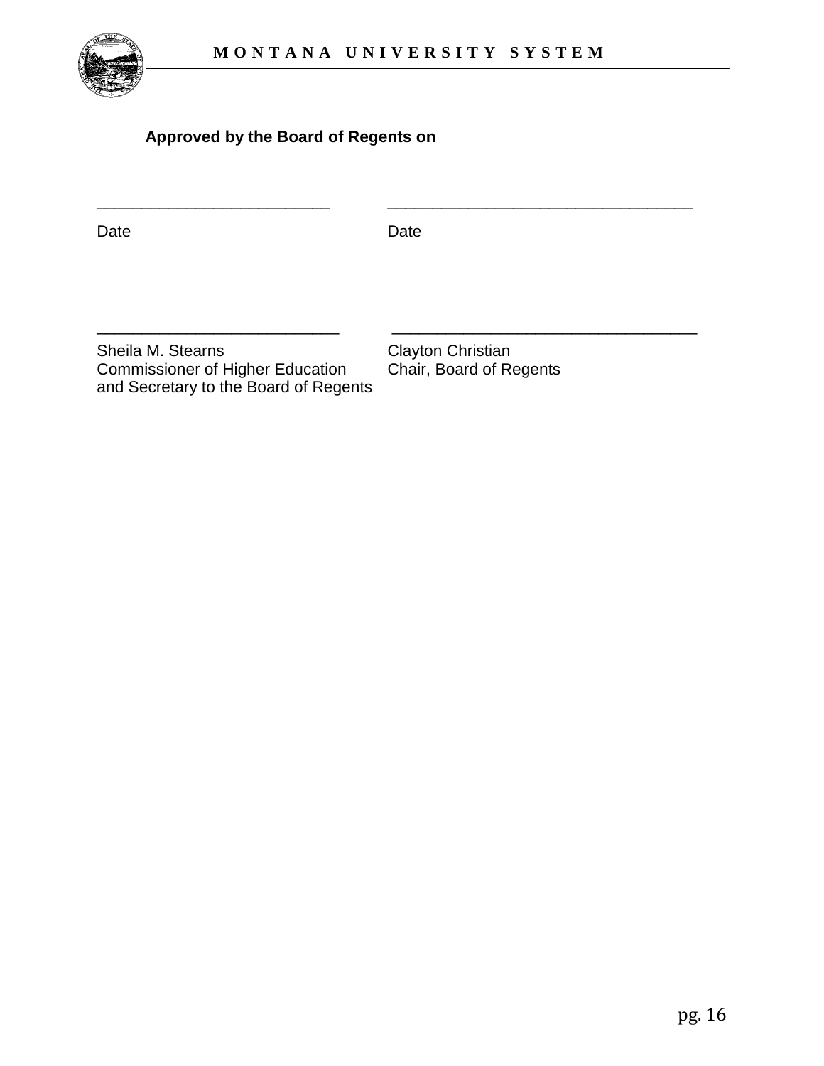**Approved by the Board of Registrants on**

| | |
|---|---|
| ___________________________ | ___________________________________ |
| Date | Date |
| | |
| ___________________________ | ___________________________________ |
| Sheila M. Stearns<br>Commissioner of Higher Education<br>and Secretary to the Board of Regents | Clayton Christian<br>Chair, Board of Regents |

**Approved by the Board of Regents on**

| | |
|---|---|
| ___________________________ | ___________________________________ |
| Date | Date |
| | |
| ___________________________ | ___________________________________ |
| Sheila M. Stearns<br>Commissioner of Higher Education<br>and Secretary to the Board of Regents | Clayton Christian<br>Chair, Board of Regents |